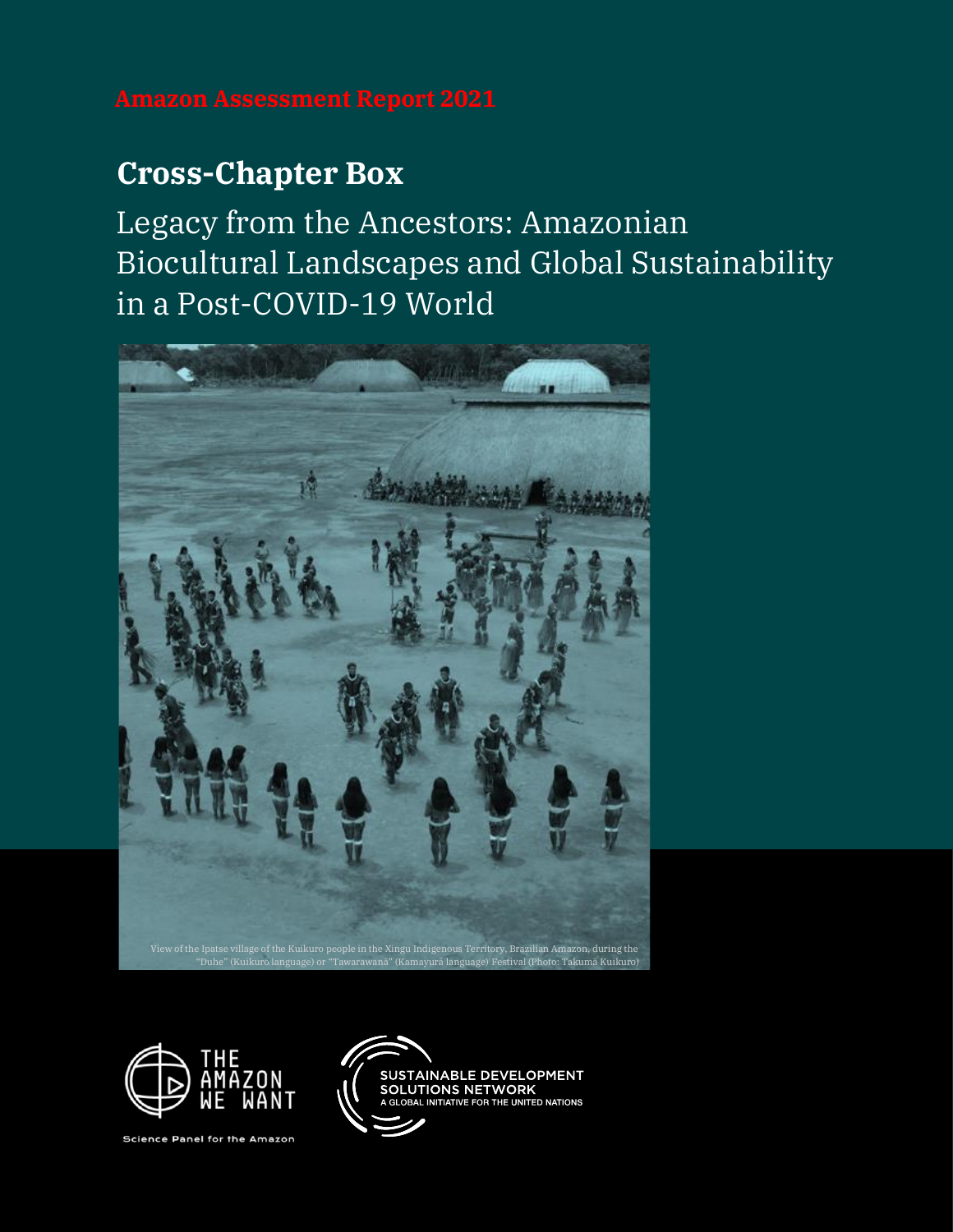Amazon Assessment Report 2021

# Cross-Chapter Box

## Legacy from the Ancestors: Amazonian Biocultural Landscapes and Global Sustainability in a Post-COVID-19 World

View of the Ipatse village of the Kuikuro people in the Xingu Indigenous Territory, Brazilian Amazon, during the "Duhe" (Kuikuro language) or "Tawarawanã" (Kamayurá language) Festival (Photo: Takumã Kuikuro)

THE AMAZON WE WANT

Science Panel for the Amazon

SUSTAINABLE DEVELOPMENT SOLUTIONS NETWORK

A GLOBAL INITIATIVE FOR THE UNITED NATIONS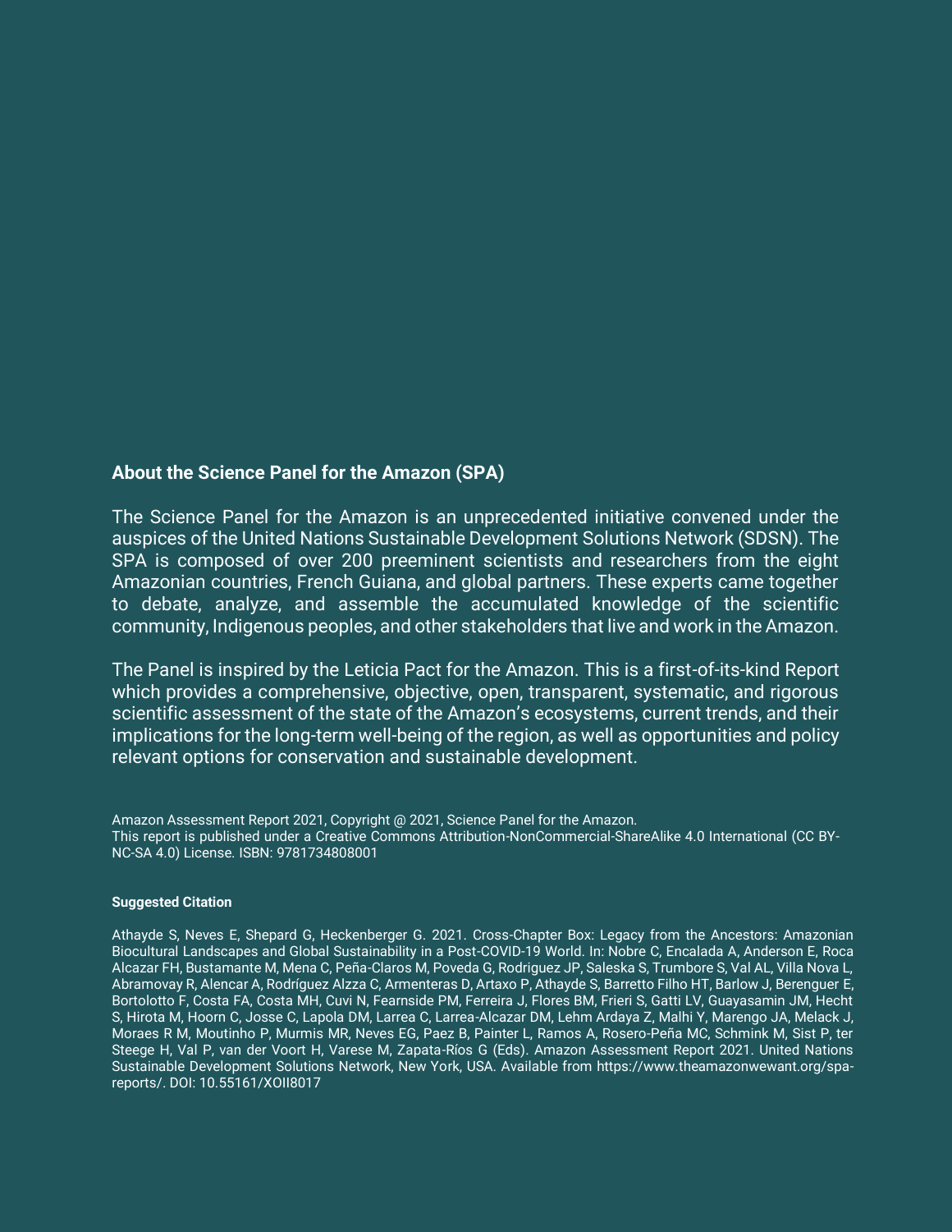## About the Science Panel for the Amazon (SPA)

The Science Panel for the Amazon is an unprecedented initiative convened under the auspices of the United Nations Sustainable Development Solutions Network (SDSN). The SPA is composed of over 200 preeminent scientists and researchers from the eight Amazonian countries, French Guiana, and global partners. These experts came together to debate, analyze, and assemble the accumulated knowledge of the scientific community, Indigenous peoples, and other stakeholders that live and work in the Amazon.

The Panel is inspired by the Leticia Pact for the Amazon. This is a first-of-its-kind Report which provides a comprehensive, objective, open, transparent, systematic, and rigorous scientific assessment of the state of the Amazon's ecosystems, current trends, and their implications for the long-term well-being of the region, as well as opportunities and policy relevant options for conservation and sustainable development.

Amazon Assessment Report 2021, Copyright @ 2021, Science Panel for the Amazon.
This report is published under a Creative Commons Attribution-NonCommercial-ShareAlike 4.0 International (CC BY-NC-SA 4.0) License. ISBN: 9781734808001

**Suggested Citation**

Athayde S, Neves E, Shepard G, Heckenberger G. 2021. Cross-Chapter Box: Legacy from the Ancestors: Amazonian Biocultural Landscapes and Global Sustainability in a Post-COVID-19 World. In: Nobre C, Encalada A, Anderson E, Roca Alcazar FH, Bustamante M, Mena C, Peña-Claros M, Poveda G, Rodriguez JP, Saleska S, Trumbore S, Val AL, Villa Nova L, Abramovay R, Alencar A, Rodríguez Alzza C, Armenteras D, Artaxo P, Athayde S, Barretto Filho HT, Barlow J, Berenguer E, Bortolotto F, Costa FA, Costa MH, Cuvi N, Fearnside PM, Ferreira J, Flores BM, Frieri S, Gatti LV, Guayasamin JM, Hecht S, Hirota M, Hoorn C, Josse C, Lapola DM, Larrea C, Larrea-Alcazar DM, Lehm Ardaya Z, Malhi Y, Marengo JA, Melack J, Moraes R M, Moutinho P, Murmis MR, Neves EG, Paez B, Painter L, Ramos A, Rosero-Peña MC, Schmink M, Sist P, ter Steege H, Val P, van der Voort H, Varese M, Zapata-Ríos G (Eds). Amazon Assessment Report 2021. United Nations Sustainable Development Solutions Network, New York, USA. Available from https://www.theamazonwewant.org/spa-reports/. DOI: 10.55161/XOII8017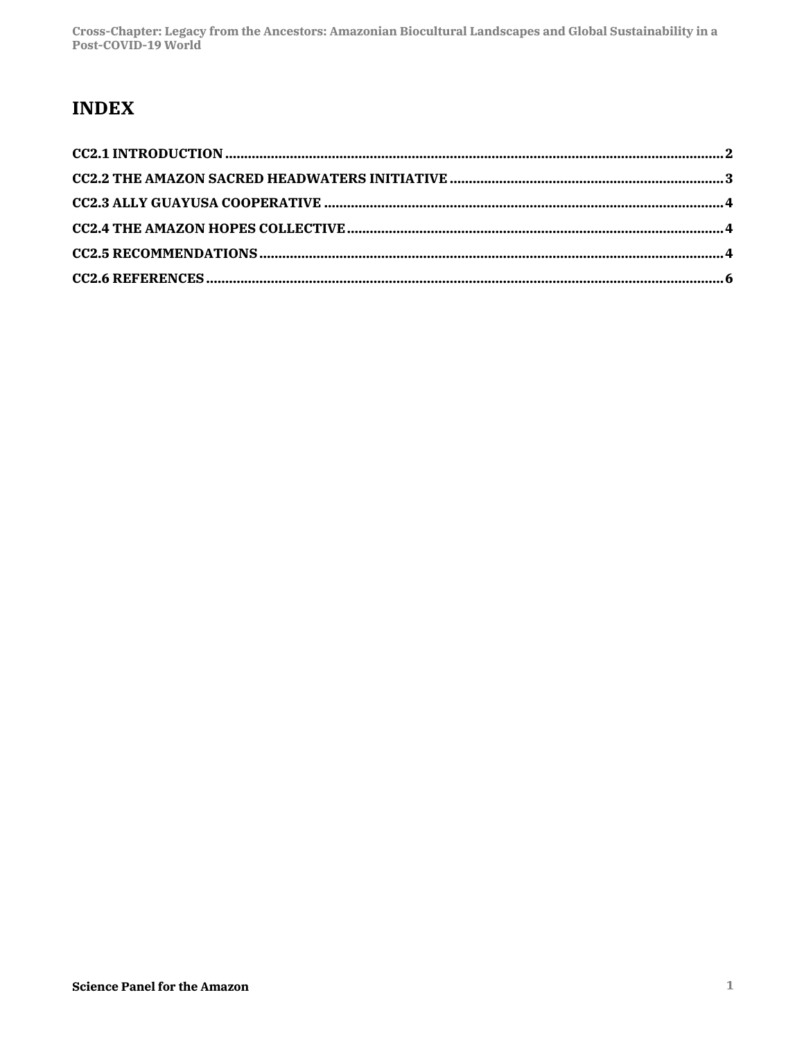# INDEX

**CC2.1 INTRODUCTION** .......... **2**

**CC2.2 THE AMAZON SACRED HEADWATERS INITIATIVE** .......... **3**

**CC2.3 ALLY GUAYUSA COOPERATIVE** .......... **4**

**CC2.4 THE AMAZON HOPES COLLECTIVE** .......... **4**

**CC2.5 RECOMMENDATIONS** .......... **4**

**CC2.6 REFERENCES** .......... **6**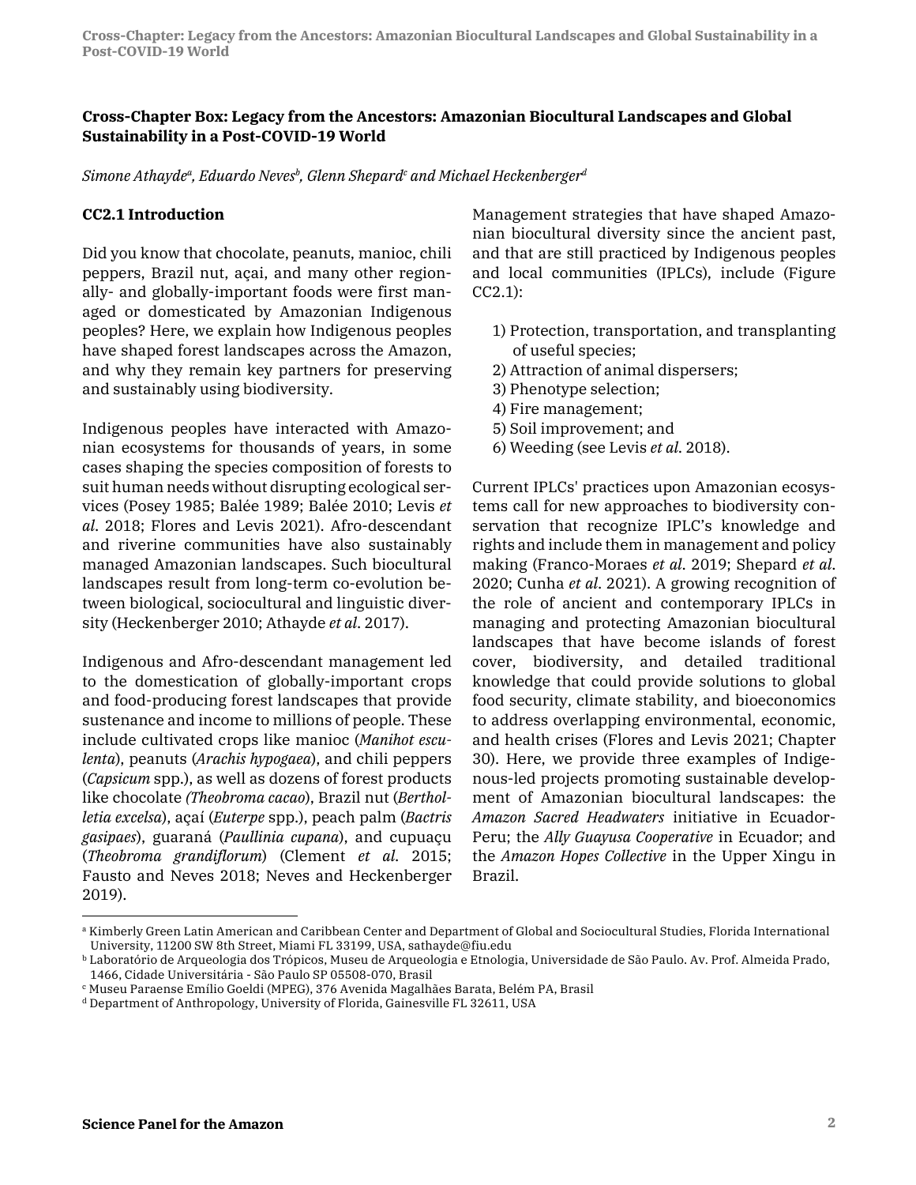## Cross-Chapter Box: Legacy from the Ancestors: Amazonian Biocultural Landscapes and Global Sustainability in a Post-COVID-19 World

*Simone Athayde[a], Eduardo Neves[b], Glenn Shepard[c] and Michael Heckenberger[d]*

### CC2.1 Introduction

Did you know that chocolate, peanuts, manioc, chili peppers, Brazil nut, açai, and many other regionally- and globally-important foods were first managed or domesticated by Amazonian Indigenous peoples? Here, we explain how Indigenous peoples have shaped forest landscapes across the Amazon, and why they remain key partners for preserving and sustainably using biodiversity.

Indigenous peoples have interacted with Amazonian ecosystems for thousands of years, in some cases shaping the species composition of forests to suit human needs without disrupting ecological services (Posey 1985; Balée 1989; Balée 2010; Levis *et al*. 2018; Flores and Levis 2021). Afro-descendant and riverine communities have also sustainably managed Amazonian landscapes. Such biocultural landscapes result from long-term co-evolution between biological, sociocultural and linguistic diversity (Heckenberger 2010; Athayde *et al*. 2017).

Indigenous and Afro-descendant management led to the domestication of globally-important crops and food-producing forest landscapes that provide sustenance and income to millions of people. These include cultivated crops like manioc (*Manihot esculenta*), peanuts (*Arachis hypogaea*), and chili peppers (*Capsicum* spp.), as well as dozens of forest products like chocolate *(Theobroma cacao*), Brazil nut (*Bertholletia excelsa*), açaí (*Euterpe* spp.), peach palm (*Bactris gasipaes*), guaraná (*Paullinia cupana*), and cupuaçu (*Theobroma grandiflorum*) (Clement *et al*. 2015; Fausto and Neves 2018; Neves and Heckenberger 2019).

Management strategies that have shaped Amazonian biocultural diversity since the ancient past, and that are still practiced by Indigenous peoples and local communities (IPLCs), include (Figure CC2.1):

1) Protection, transportation, and transplanting of useful species;
2) Attraction of animal dispersers;
3) Phenotype selection;
4) Fire management;
5) Soil improvement; and
6) Weeding (see Levis *et al*. 2018).

Current IPLCs' practices upon Amazonian ecosystems call for new approaches to biodiversity conservation that recognize IPLC's knowledge and rights and include them in management and policy making (Franco-Moraes *et al*. 2019; Shepard *et al*. 2020; Cunha *et al*. 2021). A growing recognition of the role of ancient and contemporary IPLCs in managing and protecting Amazonian biocultural landscapes that have become islands of forest cover, biodiversity, and detailed traditional knowledge that could provide solutions to global food security, climate stability, and bioeconomics to address overlapping environmental, economic, and health crises (Flores and Levis 2021; Chapter 30). Here, we provide three examples of Indigenous-led projects promoting sustainable development of Amazonian biocultural landscapes: the *Amazon Sacred Headwaters* initiative in Ecuador-Peru; the *Ally Guayusa Cooperative* in Ecuador; and the *Amazon Hopes Collective* in the Upper Xingu in Brazil.

---

[a] Kimberly Green Latin American and Caribbean Center and Department of Global and Sociocultural Studies, Florida International University, 11200 SW 8th Street, Miami FL 33199, USA, sathayde@fiu.edu

[b] Laboratório de Arqueologia dos Trópicos, Museu de Arqueologia e Etnologia, Universidade de São Paulo. Av. Prof. Almeida Prado, 1466, Cidade Universitária - São Paulo SP 05508-070, Brasil

[c] Museu Paraense Emílio Goeldi (MPEG), 376 Avenida Magalhães Barata, Belém PA, Brasil

[d] Department of Anthropology, University of Florida, Gainesville FL 32611, USA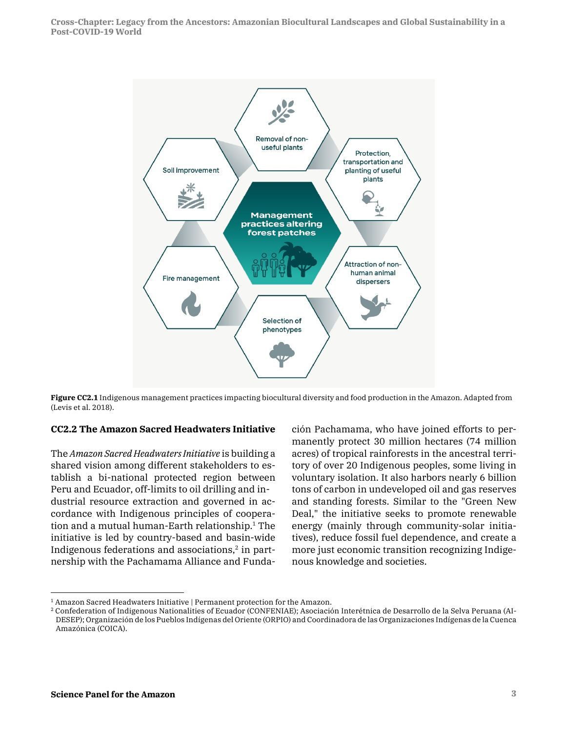Removal of non-useful plants

Protection, transportation and planting of useful plants

Soil improvement

Management practices altering forest patches

Attraction of non-human animal dispersers

Fire management

Selection of phenotypes

**Figure CC2.1** Indigenous management practices impacting biocultural diversity and food production in the Amazon. Adapted from (Levis et al. 2018).

### CC2.2 The Amazon Sacred Headwaters Initiative

The *Amazon Sacred Headwaters Initiative* is building a shared vision among different stakeholders to establish a bi-national protected region between Peru and Ecuador, off-limits to oil drilling and industrial resource extraction and governed in accordance with Indigenous principles of cooperation and a mutual human-Earth relationship.[1] The initiative is led by country-based and basin-wide Indigenous federations and associations,[2] in partnership with the Pachamama Alliance and Fundación Pachamama, who have joined efforts to permanently protect 30 million hectares (74 million acres) of tropical rainforests in the ancestral territory of over 20 Indigenous peoples, some living in voluntary isolation. It also harbors nearly 6 billion tons of carbon in undeveloped oil and gas reserves and standing forests. Similar to the "Green New Deal," the initiative seeks to promote renewable energy (mainly through community-solar initiatives), reduce fossil fuel dependence, and create a more just economic transition recognizing Indigenous knowledge and societies.

---

[1] Amazon Sacred Headwaters Initiative | Permanent protection for the Amazon.

[2] Confederation of Indigenous Nationalities of Ecuador (CONFENIAE); Asociación Interétnica de Desarrollo de la Selva Peruana (AIDESEP); Organización de los Pueblos Indígenas del Oriente (ORPIO) and Coordinadora de las Organizaciones Indígenas de la Cuenca Amazónica (COICA).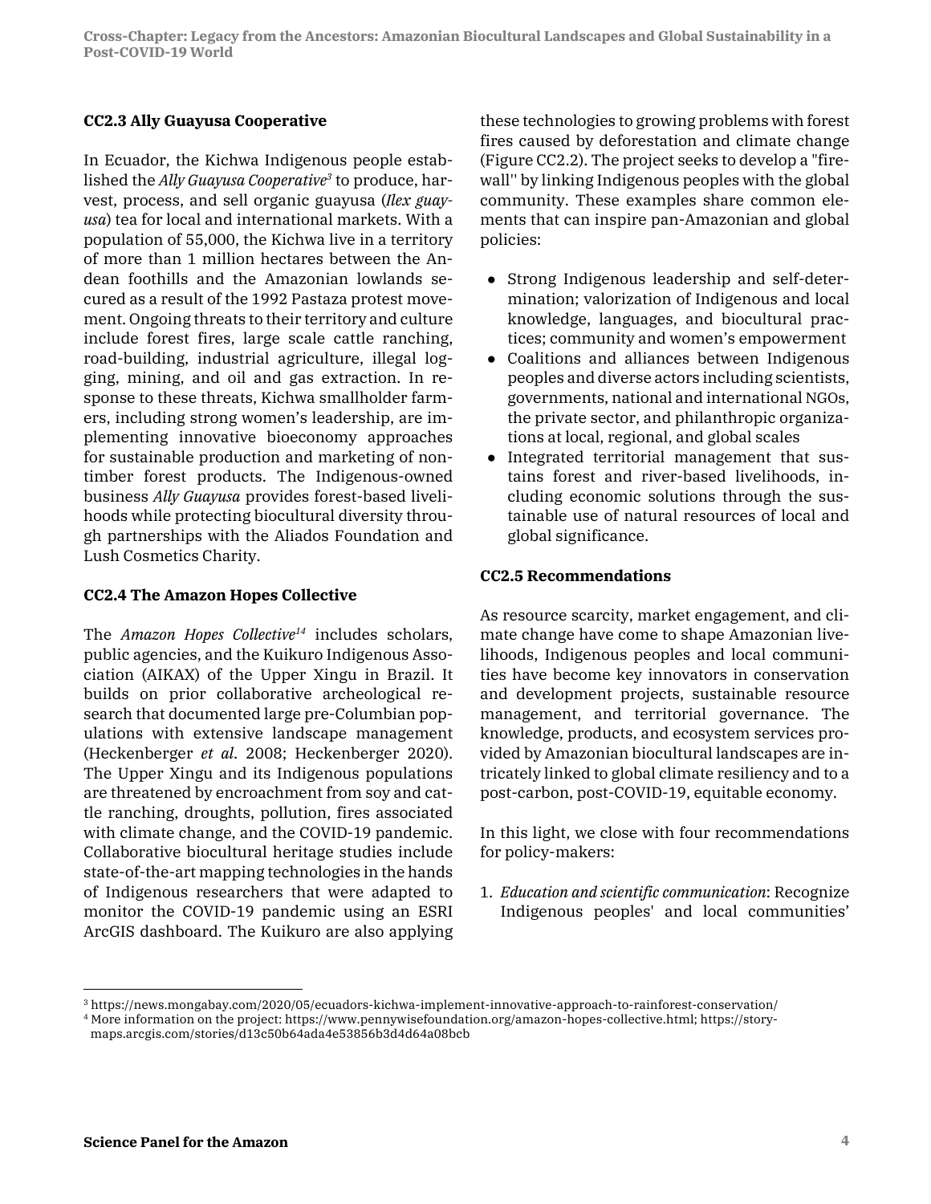### CC2.3 Ally Guayusa Cooperative

In Ecuador, the Kichwa Indigenous people established the *Ally Guayusa Cooperative*[3] to produce, harvest, process, and sell organic guayusa (*Ilex guayusa*) tea for local and international markets. With a population of 55,000, the Kichwa live in a territory of more than 1 million hectares between the Andean foothills and the Amazonian lowlands secured as a result of the 1992 Pastaza protest movement. Ongoing threats to their territory and culture include forest fires, large scale cattle ranching, road-building, industrial agriculture, illegal logging, mining, and oil and gas extraction. In response to these threats, Kichwa smallholder farmers, including strong women's leadership, are implementing innovative bioeconomy approaches for sustainable production and marketing of non-timber forest products. The Indigenous-owned business *Ally Guayusa* provides forest-based livelihoods while protecting biocultural diversity through partnerships with the Aliados Foundation and Lush Cosmetics Charity.

### CC2.4 The Amazon Hopes Collective

The *Amazon Hopes Collective*[14] includes scholars, public agencies, and the Kuikuro Indigenous Association (AIKAX) of the Upper Xingu in Brazil. It builds on prior collaborative archeological research that documented large pre-Columbian populations with extensive landscape management (Heckenberger *et al*. 2008; Heckenberger 2020). The Upper Xingu and its Indigenous populations are threatened by encroachment from soy and cattle ranching, droughts, pollution, fires associated with climate change, and the COVID-19 pandemic. Collaborative biocultural heritage studies include state-of-the-art mapping technologies in the hands of Indigenous researchers that were adapted to monitor the COVID-19 pandemic using an ESRI ArcGIS dashboard. The Kuikuro are also applying these technologies to growing problems with forest fires caused by deforestation and climate change (Figure CC2.2). The project seeks to develop a "firewall'' by linking Indigenous peoples with the global community. These examples share common elements that can inspire pan-Amazonian and global policies:

- Strong Indigenous leadership and self-determination; valorization of Indigenous and local knowledge, languages, and biocultural practices; community and women's empowerment
- Coalitions and alliances between Indigenous peoples and diverse actors including scientists, governments, national and international NGOs, the private sector, and philanthropic organizations at local, regional, and global scales
- Integrated territorial management that sustains forest and river-based livelihoods, including economic solutions through the sustainable use of natural resources of local and global significance.

### CC2.5 Recommendations

As resource scarcity, market engagement, and climate change have come to shape Amazonian livelihoods, Indigenous peoples and local communities have become key innovators in conservation and development projects, sustainable resource management, and territorial governance. The knowledge, products, and ecosystem services provided by Amazonian biocultural landscapes are intricately linked to global climate resiliency and to a post-carbon, post-COVID-19, equitable economy.

In this light, we close with four recommendations for policy-makers:

1. *Education and scientific communication*: Recognize Indigenous peoples' and local communities'

---

[3] https://news.mongabay.com/2020/05/ecuadors-kichwa-implement-innovative-approach-to-rainforest-conservation/

[4] More information on the project: https://www.pennywisefoundation.org/amazon-hopes-collective.html; https://storymaps.arcgis.com/stories/d13c50b64ada4e53856b3d4d64a08bcb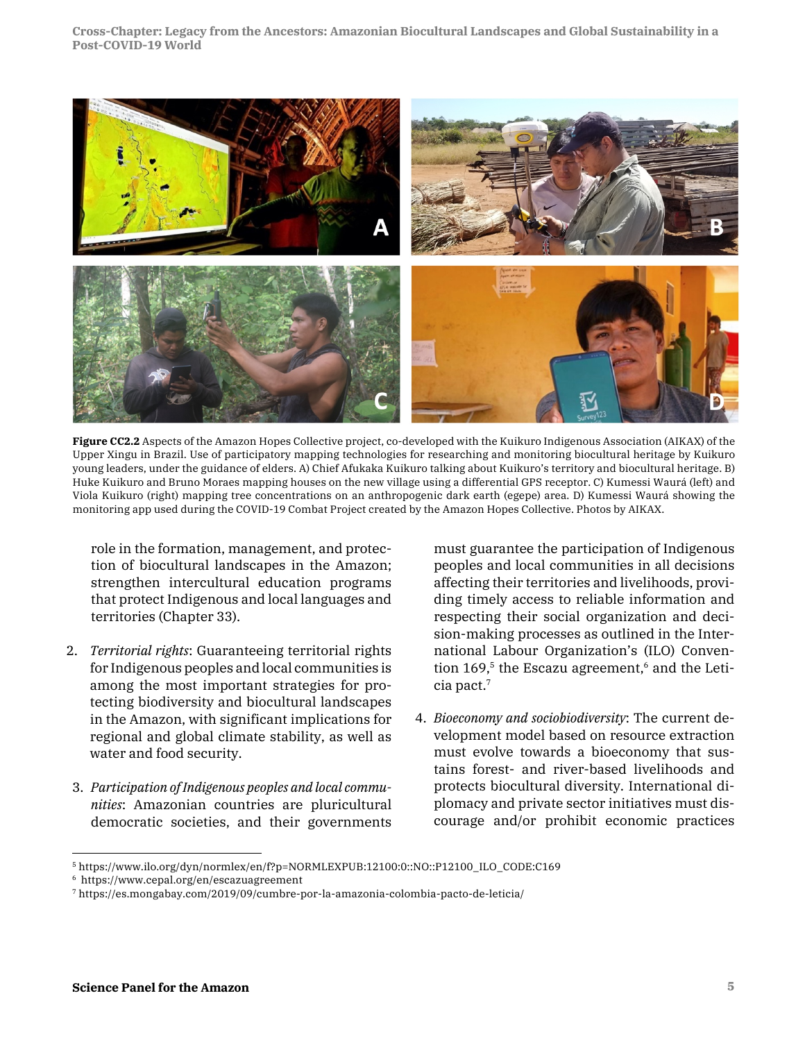**Figure CC2.2** Aspects of the Amazon Hopes Collective project, co-developed with the Kuikuro Indigenous Association (AIKAX) of the Upper Xingu in Brazil. Use of participatory mapping technologies for researching and monitoring biocultural heritage by Kuikuro young leaders, under the guidance of elders. A) Chief Afukaka Kuikuro talking about Kuikuro's territory and biocultural heritage. B) Huke Kuikuro and Bruno Moraes mapping houses on the new village using a differential GPS receptor. C) Kumessi Waurá (left) and Viola Kuikuro (right) mapping tree concentrations on an anthropogenic dark earth (egepe) area. D) Kumessi Waurá showing the monitoring app used during the COVID-19 Combat Project created by the Amazon Hopes Collective. Photos by AIKAX.

role in the formation, management, and protection of biocultural landscapes in the Amazon; strengthen intercultural education programs that protect Indigenous and local languages and territories (Chapter 33).

2. *Territorial rights*: Guaranteeing territorial rights for Indigenous peoples and local communities is among the most important strategies for protecting biodiversity and biocultural landscapes in the Amazon, with significant implications for regional and global climate stability, as well as water and food security.

3. *Participation of Indigenous peoples and local communities*: Amazonian countries are pluricultural democratic societies, and their governments must guarantee the participation of Indigenous peoples and local communities in all decisions affecting their territories and livelihoods, providing timely access to reliable information and respecting their social organization and decision-making processes as outlined in the International Labour Organization's (ILO) Convention 169,[5] the Escazu agreement,[6] and the Leticia pact.[7]

4. *Bioeconomy and sociobiodiversity*: The current development model based on resource extraction must evolve towards a bioeconomy that sustains forest- and river-based livelihoods and protects biocultural diversity. International diplomacy and private sector initiatives must discourage and/or prohibit economic practices

---

[5] https://www.ilo.org/dyn/normlex/en/f?p=NORMLEXPUB:12100:0::NO::P12100_ILO_CODE:C169

[6] https://www.cepal.org/en/escazuagreement

[7] https://es.mongabay.com/2019/09/cumbre-por-la-amazonia-colombia-pacto-de-leticia/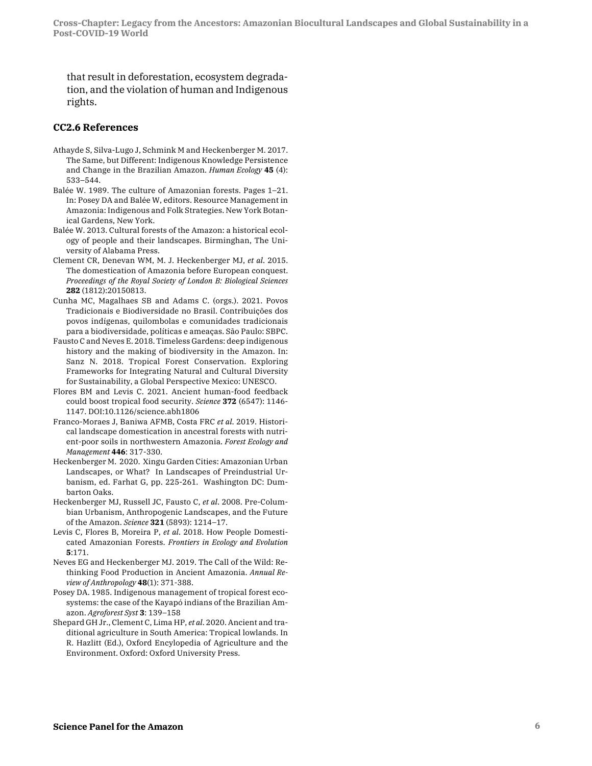that result in deforestation, ecosystem degradation, and the violation of human and Indigenous rights.

## CC2.6 References

Athayde S, Silva-Lugo J, Schmink M and Heckenberger M. 2017. The Same, but Different: Indigenous Knowledge Persistence and Change in the Brazilian Amazon. *Human Ecology* **45** (4): 533–544.

Balée W. 1989. The culture of Amazonian forests. Pages 1–21. In: Posey DA and Balée W, editors. Resource Management in Amazonia: Indigenous and Folk Strategies. New York Botanical Gardens, New York.

Balée W. 2013. Cultural forests of the Amazon: a historical ecology of people and their landscapes. Birminghan, The University of Alabama Press.

Clement CR, Denevan WM, M. J. Heckenberger MJ, *et al*. 2015. The domestication of Amazonia before European conquest. *Proceedings of the Royal Society of London B: Biological Sciences* **282** (1812):20150813.

Cunha MC, Magalhaes SB and Adams C. (orgs.). 2021. Povos Tradicionais e Biodiversidade no Brasil. Contribuições dos povos indígenas, quilombolas e comunidades tradicionais para a biodiversidade, políticas e ameaças. São Paulo: SBPC.

Fausto C and Neves E. 2018. Timeless Gardens: deep indigenous history and the making of biodiversity in the Amazon. In: Sanz N. 2018. Tropical Forest Conservation. Exploring Frameworks for Integrating Natural and Cultural Diversity for Sustainability, a Global Perspective Mexico: UNESCO.

Flores BM and Levis C. 2021. Ancient human-food feedback could boost tropical food security. *Science* **372** (6547): 1146-1147. DOI:10.1126/science.abh1806

Franco-Moraes J, Baniwa AFMB, Costa FRC *et al*. 2019. Historical landscape domestication in ancestral forests with nutrient-poor soils in northwestern Amazonia. *Forest Ecology and Management* **446**: 317-330.

Heckenberger M. 2020. Xingu Garden Cities: Amazonian Urban Landscapes, or What? In Landscapes of Preindustrial Urbanism, ed. Farhat G, pp. 225-261. Washington DC: Dumbarton Oaks.

Heckenberger MJ, Russell JC, Fausto C, *et al*. 2008. Pre-Columbian Urbanism, Anthropogenic Landscapes, and the Future of the Amazon. *Science* **321** (5893): 1214–17.

Levis C, Flores B, Moreira P, *et al*. 2018. How People Domesticated Amazonian Forests. *Frontiers in Ecology and Evolution* **5**:171.

Neves EG and Heckenberger MJ. 2019. The Call of the Wild: Rethinking Food Production in Ancient Amazonia. *Annual Review of Anthropology* **48**(1): 371-388.

Posey DA. 1985. Indigenous management of tropical forest ecosystems: the case of the Kayapó indians of the Brazilian Amazon. *Agroforest Syst* **3**: 139–158

Shepard GH Jr., Clement C, Lima HP, *et al*. 2020. Ancient and traditional agriculture in South America: Tropical lowlands. In R. Hazlitt (Ed.), Oxford Encylopedia of Agriculture and the Environment. Oxford: Oxford University Press.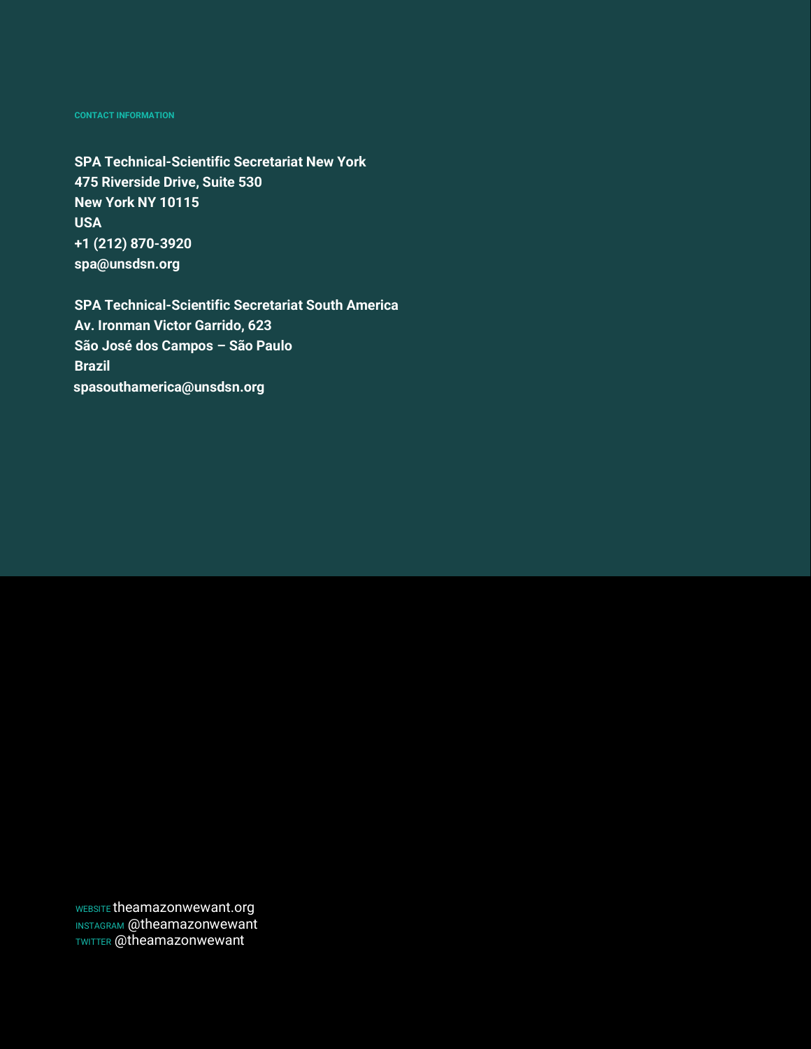CONTACT INFORMATION

**SPA Technical-Scientific Secretariat New York**
**475 Riverside Drive, Suite 530**
**New York NY 10115**
**USA**
**+1 (212) 870-3920**
**spa@unsdsn.org**

**SPA Technical-Scientific Secretariat South America**
**Av. Ironman Victor Garrido, 623**
**São José dos Campos – São Paulo**
**Brazil**
**spasouthamerica@unsdsn.org**

WEBSITE theamazonwewant.org
INSTAGRAM @theamazonwewant
TWITTER @theamazonwewant